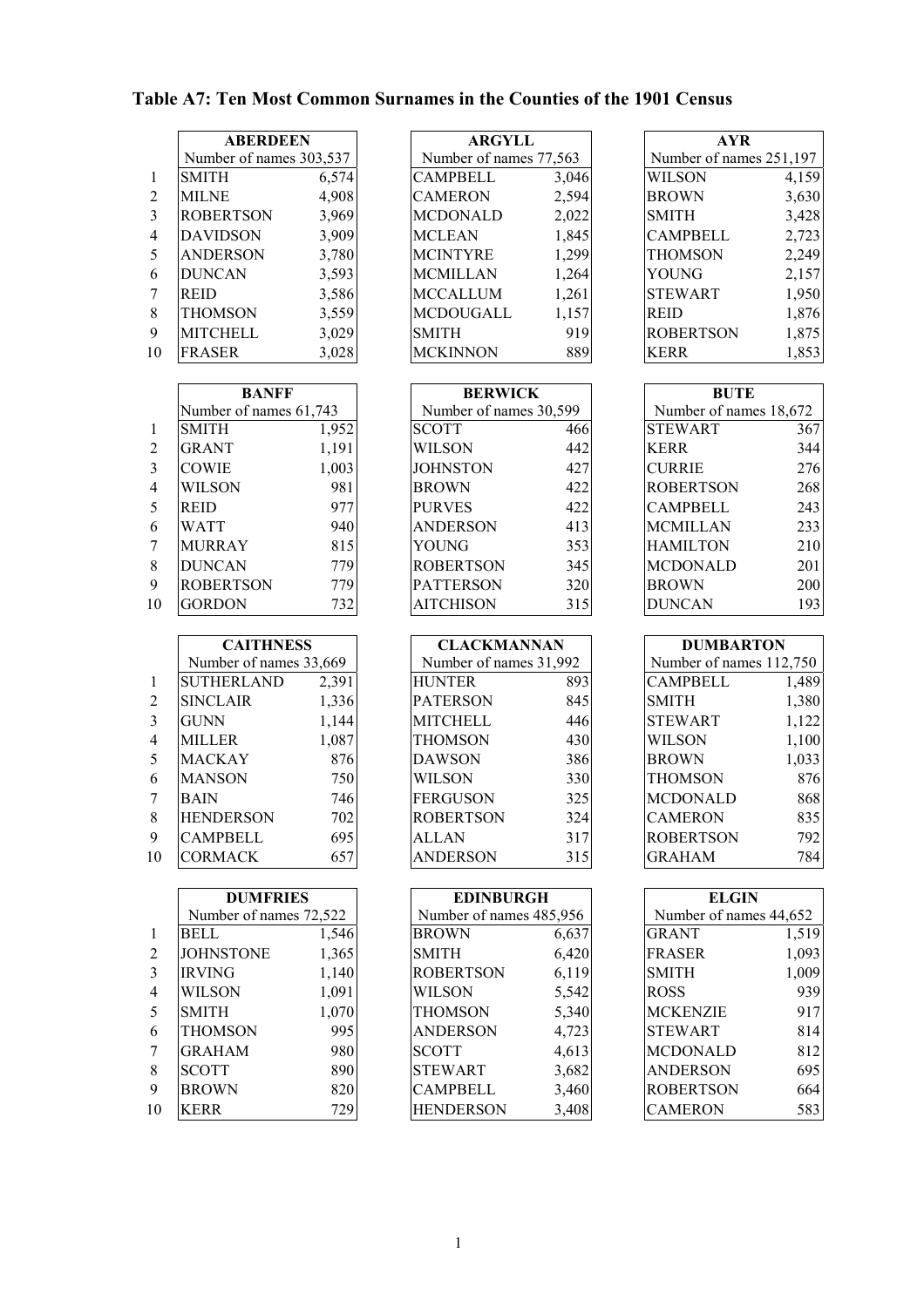# Table A7: Ten Most Common Surnames in the Counties of the 1901 Census

| | ABERDEEN | |
|---|---|---|
| | Number of names 303,537 | |
| 1 | SMITH | 6,574 |
| 2 | MILNE | 4,908 |
| 3 | ROBERTSON | 3,969 |
| 4 | DAVIDSON | 3,909 |
| 5 | ANDERSON | 3,780 |
| 6 | DUNCAN | 3,593 |
| 7 | REID | 3,586 |
| 8 | THOMSON | 3,559 |
| 9 | MITCHELL | 3,029 |
| 10 | FRASER | 3,028 |

| | ARGYLL | |
|---|---|---|
| | Number of names 77,563 | |
| 1 | CAMPBELL | 3,046 |
| 2 | CAMERON | 2,594 |
| 3 | MCDONALD | 2,022 |
| 4 | MCLEAN | 1,845 |
| 5 | MCINTYRE | 1,299 |
| 6 | MCMILLAN | 1,264 |
| 7 | MCCALLUM | 1,261 |
| 8 | MCDOUGALL | 1,157 |
| 9 | SMITH | 919 |
| 10 | MCKINNON | 889 |

| | AYR | |
|---|---|---|
| | Number of names 251,197 | |
| 1 | WILSON | 4,159 |
| 2 | BROWN | 3,630 |
| 3 | SMITH | 3,428 |
| 4 | CAMPBELL | 2,723 |
| 5 | THOMSON | 2,249 |
| 6 | YOUNG | 2,157 |
| 7 | STEWART | 1,950 |
| 8 | REID | 1,876 |
| 9 | ROBERTSON | 1,875 |
| 10 | KERR | 1,853 |

| | BANFF | |
|---|---|---|
| | Number of names 61,743 | |
| 1 | SMITH | 1,952 |
| 2 | GRANT | 1,191 |
| 3 | COWIE | 1,003 |
| 4 | WILSON | 981 |
| 5 | REID | 977 |
| 6 | WATT | 940 |
| 7 | MURRAY | 815 |
| 8 | DUNCAN | 779 |
| 9 | ROBERTSON | 779 |
| 10 | GORDON | 732 |

| | BERWICK | |
|---|---|---|
| | Number of names 30,599 | |
| 1 | SCOTT | 466 |
| 2 | WILSON | 442 |
| 3 | JOHNSTON | 427 |
| 4 | BROWN | 422 |
| 5 | PURVES | 422 |
| 6 | ANDERSON | 413 |
| 7 | YOUNG | 353 |
| 8 | ROBERTSON | 345 |
| 9 | PATTERSON | 320 |
| 10 | AITCHISON | 315 |

| | BUTE | |
|---|---|---|
| | Number of names 18,672 | |
| 1 | STEWART | 367 |
| 2 | KERR | 344 |
| 3 | CURRIE | 276 |
| 4 | ROBERTSON | 268 |
| 5 | CAMPBELL | 243 |
| 6 | MCMILLAN | 233 |
| 7 | HAMILTON | 210 |
| 8 | MCDONALD | 201 |
| 9 | BROWN | 200 |
| 10 | DUNCAN | 193 |

| | CAITHNESS | |
|---|---|---|
| | Number of names 33,669 | |
| 1 | SUTHERLAND | 2,391 |
| 2 | SINCLAIR | 1,336 |
| 3 | GUNN | 1,144 |
| 4 | MILLER | 1,087 |
| 5 | MACKAY | 876 |
| 6 | MANSON | 750 |
| 7 | BAIN | 746 |
| 8 | HENDERSON | 702 |
| 9 | CAMPBELL | 695 |
| 10 | CORMACK | 657 |

| | CLACKMANNAN | |
|---|---|---|
| | Number of names 31,992 | |
| 1 | HUNTER | 893 |
| 2 | PATERSON | 845 |
| 3 | MITCHELL | 446 |
| 4 | THOMSON | 430 |
| 5 | DAWSON | 386 |
| 6 | WILSON | 330 |
| 7 | FERGUSON | 325 |
| 8 | ROBERTSON | 324 |
| 9 | ALLAN | 317 |
| 10 | ANDERSON | 315 |

| | DUMBARTON | |
|---|---|---|
| | Number of names 112,750 | |
| 1 | CAMPBELL | 1,489 |
| 2 | SMITH | 1,380 |
| 3 | STEWART | 1,122 |
| 4 | WILSON | 1,100 |
| 5 | BROWN | 1,033 |
| 6 | THOMSON | 876 |
| 7 | MCDONALD | 868 |
| 8 | CAMERON | 835 |
| 9 | ROBERTSON | 792 |
| 10 | GRAHAM | 784 |

| | DUMFRIES | |
|---|---|---|
| | Number of names 72,522 | |
| 1 | BELL | 1,546 |
| 2 | JOHNSTONE | 1,365 |
| 3 | IRVING | 1,140 |
| 4 | WILSON | 1,091 |
| 5 | SMITH | 1,070 |
| 6 | THOMSON | 995 |
| 7 | GRAHAM | 980 |
| 8 | SCOTT | 890 |
| 9 | BROWN | 820 |
| 10 | KERR | 729 |

| | EDINBURGH | |
|---|---|---|
| | Number of names 485,956 | |
| 1 | BROWN | 6,637 |
| 2 | SMITH | 6,420 |
| 3 | ROBERTSON | 6,119 |
| 4 | WILSON | 5,542 |
| 5 | THOMSON | 5,340 |
| 6 | ANDERSON | 4,723 |
| 7 | SCOTT | 4,613 |
| 8 | STEWART | 3,682 |
| 9 | CAMPBELL | 3,460 |
| 10 | HENDERSON | 3,408 |

| | ELGIN | |
|---|---|---|
| | Number of names 44,652 | |
| 1 | GRANT | 1,519 |
| 2 | FRASER | 1,093 |
| 3 | SMITH | 1,009 |
| 4 | ROSS | 939 |
| 5 | MCKENZIE | 917 |
| 6 | STEWART | 814 |
| 7 | MCDONALD | 812 |
| 8 | ANDERSON | 695 |
| 9 | ROBERTSON | 664 |
| 10 | CAMERON | 583 |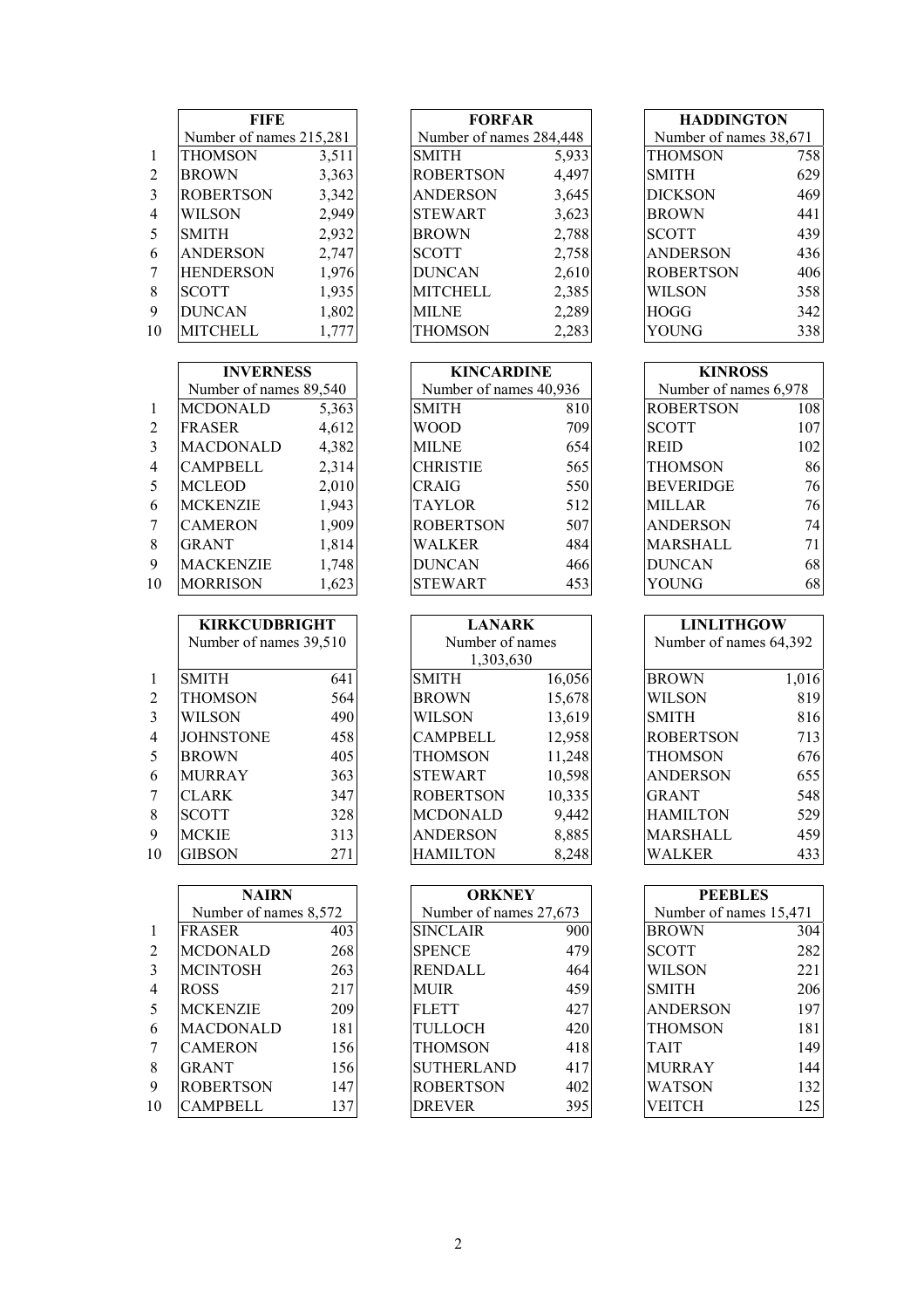| | FIFE | |
|---|---|---|
| | Number of names 215,281 | |
| 1 | THOMSON | 3,511 |
| 2 | BROWN | 3,363 |
| 3 | ROBERTSON | 3,342 |
| 4 | WILSON | 2,949 |
| 5 | SMITH | 2,932 |
| 6 | ANDERSON | 2,747 |
| 7 | HENDERSON | 1,976 |
| 8 | SCOTT | 1,935 |
| 9 | DUNCAN | 1,802 |
| 10 | MITCHELL | 1,777 |

| FORFAR | |
|---|---|
| Number of names 284,448 | |
| SMITH | 5,933 |
| ROBERTSON | 4,497 |
| ANDERSON | 3,645 |
| STEWART | 3,623 |
| BROWN | 2,788 |
| SCOTT | 2,758 |
| DUNCAN | 2,610 |
| MITCHELL | 2,385 |
| MILNE | 2,289 |
| THOMSON | 2,283 |

| HADDINGTON | |
|---|---|
| Number of names 38,671 | |
| THOMSON | 758 |
| SMITH | 629 |
| DICKSON | 469 |
| BROWN | 441 |
| SCOTT | 439 |
| ANDERSON | 436 |
| ROBERTSON | 406 |
| WILSON | 358 |
| HOGG | 342 |
| YOUNG | 338 |

| | INVERNESS | |
|---|---|---|
| | Number of names 89,540 | |
| 1 | MCDONALD | 5,363 |
| 2 | FRASER | 4,612 |
| 3 | MACDONALD | 4,382 |
| 4 | CAMPBELL | 2,314 |
| 5 | MCLEOD | 2,010 |
| 6 | MCKENZIE | 1,943 |
| 7 | CAMERON | 1,909 |
| 8 | GRANT | 1,814 |
| 9 | MACKENZIE | 1,748 |
| 10 | MORRISON | 1,623 |

| KINCARDINE | |
|---|---|
| Number of names 40,936 | |
| SMITH | 810 |
| WOOD | 709 |
| MILNE | 654 |
| CHRISTIE | 565 |
| CRAIG | 550 |
| TAYLOR | 512 |
| ROBERTSON | 507 |
| WALKER | 484 |
| DUNCAN | 466 |
| STEWART | 453 |

| KINROSS | |
|---|---|
| Number of names 6,978 | |
| ROBERTSON | 108 |
| SCOTT | 107 |
| REID | 102 |
| THOMSON | 86 |
| BEVERIDGE | 76 |
| MILLAR | 76 |
| ANDERSON | 74 |
| MARSHALL | 71 |
| DUNCAN | 68 |
| YOUNG | 68 |

| | KIRKCUDBRIGHT | |
|---|---|---|
| | Number of names 39,510 | |
| 1 | SMITH | 641 |
| 2 | THOMSON | 564 |
| 3 | WILSON | 490 |
| 4 | JOHNSTONE | 458 |
| 5 | BROWN | 405 |
| 6 | MURRAY | 363 |
| 7 | CLARK | 347 |
| 8 | SCOTT | 328 |
| 9 | MCKIE | 313 |
| 10 | GIBSON | 271 |

| LANARK | |
|---|---|
| Number of names 1,303,630 | |
| SMITH | 16,056 |
| BROWN | 15,678 |
| WILSON | 13,619 |
| CAMPBELL | 12,958 |
| THOMSON | 11,248 |
| STEWART | 10,598 |
| ROBERTSON | 10,335 |
| MCDONALD | 9,442 |
| ANDERSON | 8,885 |
| HAMILTON | 8,248 |

| LINLITHGOW | |
|---|---|
| Number of names 64,392 | |
| BROWN | 1,016 |
| WILSON | 819 |
| SMITH | 816 |
| ROBERTSON | 713 |
| THOMSON | 676 |
| ANDERSON | 655 |
| GRANT | 548 |
| HAMILTON | 529 |
| MARSHALL | 459 |
| WALKER | 433 |

| | NAIRN | |
|---|---|---|
| | Number of names 8,572 | |
| 1 | FRASER | 403 |
| 2 | MCDONALD | 268 |
| 3 | MCINTOSH | 263 |
| 4 | ROSS | 217 |
| 5 | MCKENZIE | 209 |
| 6 | MACDONALD | 181 |
| 7 | CAMERON | 156 |
| 8 | GRANT | 156 |
| 9 | ROBERTSON | 147 |
| 10 | CAMPBELL | 137 |

| ORKNEY | |
|---|---|
| Number of names 27,673 | |
| SINCLAIR | 900 |
| SPENCE | 479 |
| RENDALL | 464 |
| MUIR | 459 |
| FLETT | 427 |
| TULLOCH | 420 |
| THOMSON | 418 |
| SUTHERLAND | 417 |
| ROBERTSON | 402 |
| DREVER | 395 |

| PEEBLES | |
|---|---|
| Number of names 15,471 | |
| BROWN | 304 |
| SCOTT | 282 |
| WILSON | 221 |
| SMITH | 206 |
| ANDERSON | 197 |
| THOMSON | 181 |
| TAIT | 149 |
| MURRAY | 144 |
| WATSON | 132 |
| VEITCH | 125 |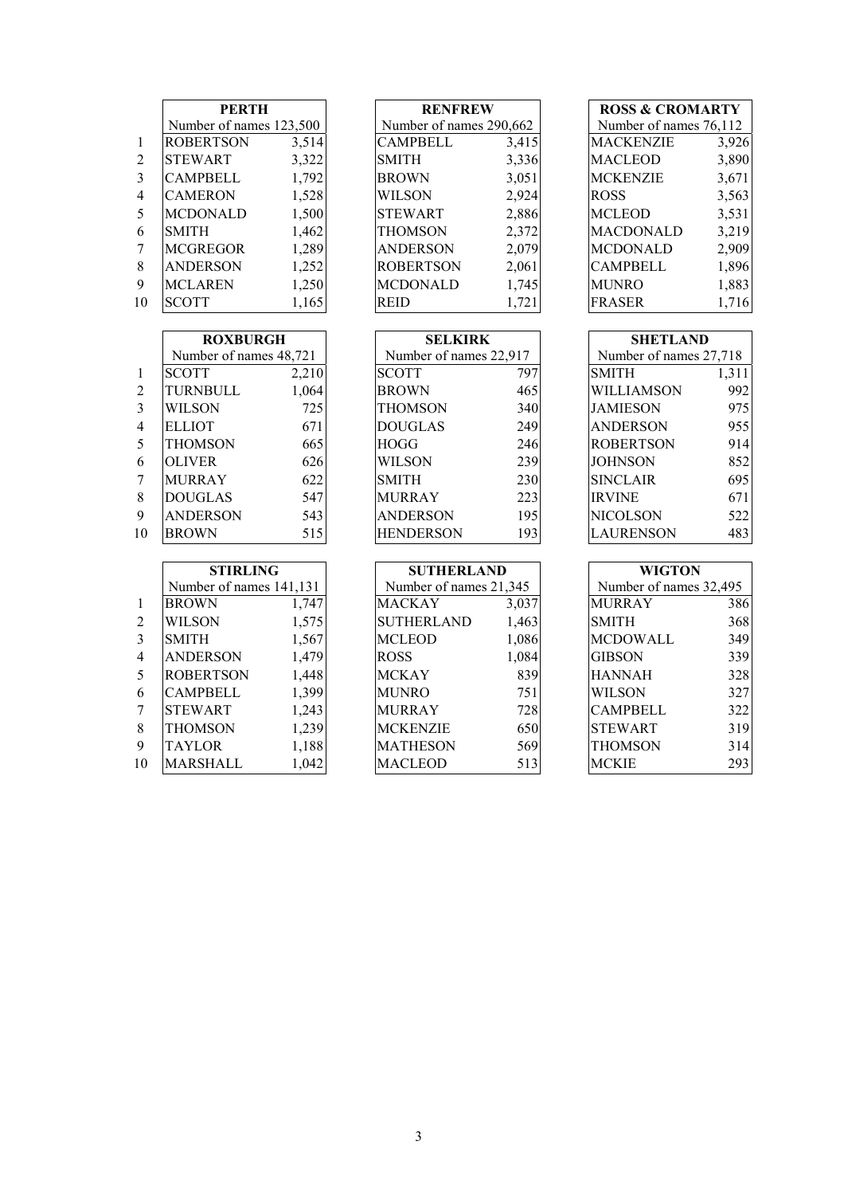| | PERTH | |
|---|---|---|
| | Number of names 123,500 | |
| 1 | ROBERTSON | 3,514 |
| 2 | STEWART | 3,322 |
| 3 | CAMPBELL | 1,792 |
| 4 | CAMERON | 1,528 |
| 5 | MCDONALD | 1,500 |
| 6 | SMITH | 1,462 |
| 7 | MCGREGOR | 1,289 |
| 8 | ANDERSON | 1,252 |
| 9 | MCLAREN | 1,250 |
| 10 | SCOTT | 1,165 |

| RENFREW | |
|---|---|
| Number of names 290,662 | |
| CAMPBELL | 3,415 |
| SMITH | 3,336 |
| BROWN | 3,051 |
| WILSON | 2,924 |
| STEWART | 2,886 |
| THOMSON | 2,372 |
| ANDERSON | 2,079 |
| ROBERTSON | 2,061 |
| MCDONALD | 1,745 |
| REID | 1,721 |

| ROSS & CROMARTY | |
|---|---|
| Number of names 76,112 | |
| MACKENZIE | 3,926 |
| MACLEOD | 3,890 |
| MCKENZIE | 3,671 |
| ROSS | 3,563 |
| MCLEOD | 3,531 |
| MACDONALD | 3,219 |
| MCDONALD | 2,909 |
| CAMPBELL | 1,896 |
| MUNRO | 1,883 |
| FRASER | 1,716 |

| | ROXBURGH | |
|---|---|---|
| | Number of names 48,721 | |
| 1 | SCOTT | 2,210 |
| 2 | TURNBULL | 1,064 |
| 3 | WILSON | 725 |
| 4 | ELLIOT | 671 |
| 5 | THOMSON | 665 |
| 6 | OLIVER | 626 |
| 7 | MURRAY | 622 |
| 8 | DOUGLAS | 547 |
| 9 | ANDERSON | 543 |
| 10 | BROWN | 515 |

| SELKIRK | |
|---|---|
| Number of names 22,917 | |
| SCOTT | 797 |
| BROWN | 465 |
| THOMSON | 340 |
| DOUGLAS | 249 |
| HOGG | 246 |
| WILSON | 239 |
| SMITH | 230 |
| MURRAY | 223 |
| ANDERSON | 195 |
| HENDERSON | 193 |

| SHETLAND | |
|---|---|
| Number of names 27,718 | |
| SMITH | 1,311 |
| WILLIAMSON | 992 |
| JAMIESON | 975 |
| ANDERSON | 955 |
| ROBERTSON | 914 |
| JOHNSON | 852 |
| SINCLAIR | 695 |
| IRVINE | 671 |
| NICOLSON | 522 |
| LAURENSON | 483 |

| | STIRLING | |
|---|---|---|
| | Number of names 141,131 | |
| 1 | BROWN | 1,747 |
| 2 | WILSON | 1,575 |
| 3 | SMITH | 1,567 |
| 4 | ANDERSON | 1,479 |
| 5 | ROBERTSON | 1,448 |
| 6 | CAMPBELL | 1,399 |
| 7 | STEWART | 1,243 |
| 8 | THOMSON | 1,239 |
| 9 | TAYLOR | 1,188 |
| 10 | MARSHALL | 1,042 |

| SUTHERLAND | |
|---|---|
| Number of names 21,345 | |
| MACKAY | 3,037 |
| SUTHERLAND | 1,463 |
| MCLEOD | 1,086 |
| ROSS | 1,084 |
| MCKAY | 839 |
| MUNRO | 751 |
| MURRAY | 728 |
| MCKENZIE | 650 |
| MATHESON | 569 |
| MACLEOD | 513 |

| WIGTON | |
|---|---|
| Number of names 32,495 | |
| MURRAY | 386 |
| SMITH | 368 |
| MCDOWALL | 349 |
| GIBSON | 339 |
| HANNAH | 328 |
| WILSON | 327 |
| CAMPBELL | 322 |
| STEWART | 319 |
| THOMSON | 314 |
| MCKIE | 293 |